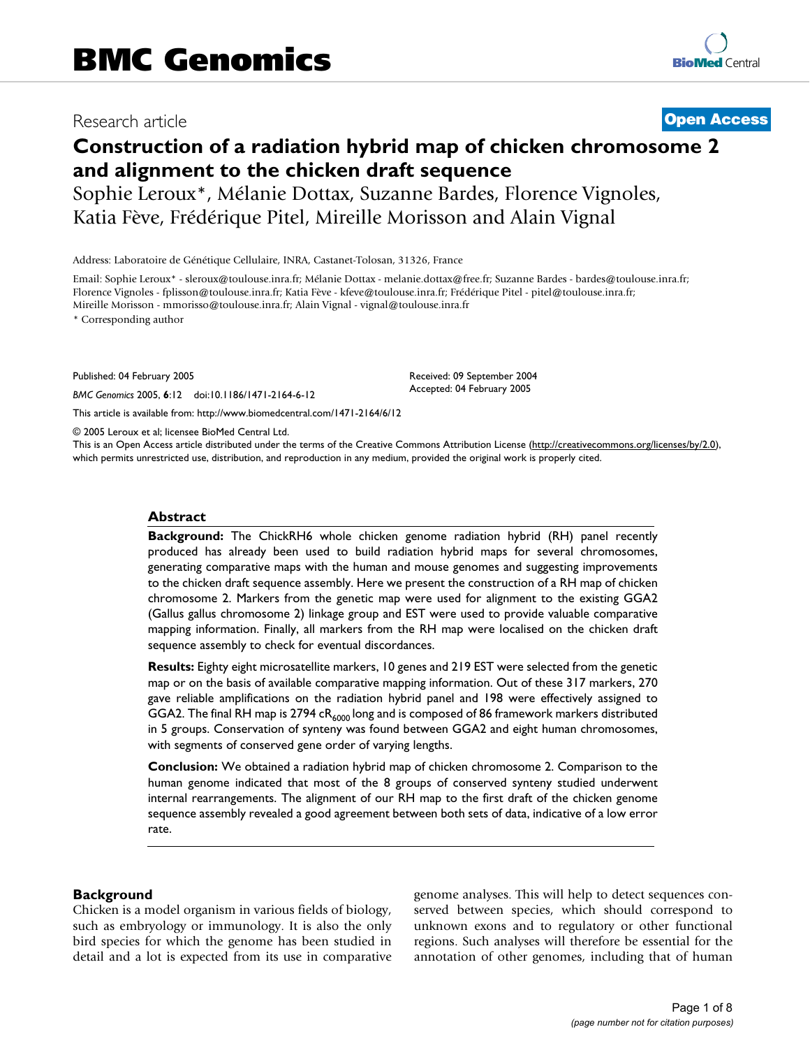# Construction of a radiation hybrid map of chicken chromosome 2 and alignment to the chicken draft sequence

Research article — Open Access

Sophie Leroux*, Mélanie Dottax, Suzanne Bardes, Florence Vignoles, Katia Fève, Frédérique Pitel, Mireille Morisson and Alain Vignal

Address: Laboratoire de Génétique Cellulaire, INRA, Castanet-Tolosan, 31326, France

Email: Sophie Leroux* - sleroux@toulouse.inra.fr; Mélanie Dottax - melanie.dottax@free.fr; Suzanne Bardes - bardes@toulouse.inra.fr; Florence Vignoles - fplisson@toulouse.inra.fr; Katia Fève - kfeve@toulouse.inra.fr; Frédérique Pitel - pitel@toulouse.inra.fr; Mireille Morisson - mmorisso@toulouse.inra.fr; Alain Vignal - vignal@toulouse.inra.fr

\* Corresponding author

Published: 04 February 2005

*BMC Genomics* 2005, **6**:12 doi:10.1186/1471-2164-6-12

Received: 09 September 2004
Accepted: 04 February 2005

This article is available from: http://www.biomedcentral.com/1471-2164/6/12

© 2005 Leroux et al; licensee BioMed Central Ltd.
This is an Open Access article distributed under the terms of the Creative Commons Attribution License (http://creativecommons.org/licenses/by/2.0), which permits unrestricted use, distribution, and reproduction in any medium, provided the original work is properly cited.

## Abstract

**Background:** The ChickRH6 whole chicken genome radiation hybrid (RH) panel recently produced has already been used to build radiation hybrid maps for several chromosomes, generating comparative maps with the human and mouse genomes and suggesting improvements to the chicken draft sequence assembly. Here we present the construction of a RH map of chicken chromosome 2. Markers from the genetic map were used for alignment to the existing GGA2 (Gallus gallus chromosome 2) linkage group and EST were used to provide valuable comparative mapping information. Finally, all markers from the RH map were localised on the chicken draft sequence assembly to check for eventual discordances.

**Results:** Eighty eight microsatellite markers, 10 genes and 219 EST were selected from the genetic map or on the basis of available comparative mapping information. Out of these 317 markers, 270 gave reliable amplifications on the radiation hybrid panel and 198 were effectively assigned to GGA2. The final RH map is 2794 $cR_{6000}$ long and is composed of 86 framework markers distributed in 5 groups. Conservation of synteny was found between GGA2 and eight human chromosomes, with segments of conserved gene order of varying lengths.

**Conclusion:** We obtained a radiation hybrid map of chicken chromosome 2. Comparison to the human genome indicated that most of the 8 groups of conserved synteny studied underwent internal rearrangements. The alignment of our RH map to the first draft of the chicken genome sequence assembly revealed a good agreement between both sets of data, indicative of a low error rate.

## Background

Chicken is a model organism in various fields of biology, such as embryology or immunology. It is also the only bird species for which the genome has been studied in detail and a lot is expected from its use in comparative genome analyses. This will help to detect sequences conserved between species, which should correspond to unknown exons and to regulatory or other functional regions. Such analyses will therefore be essential for the annotation of other genomes, including that of human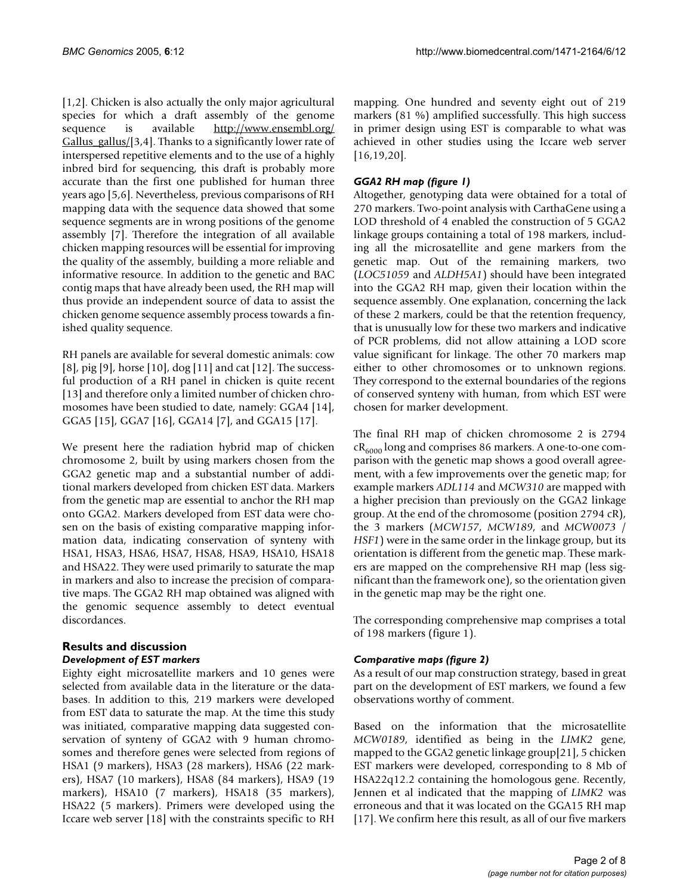[1,2]. Chicken is also actually the only major agricultural species for which a draft assembly of the genome sequence is available http://www.ensembl.org/Gallus_gallus/[3,4]. Thanks to a significantly lower rate of interspersed repetitive elements and to the use of a highly inbred bird for sequencing, this draft is probably more accurate than the first one published for human three years ago [5,6]. Nevertheless, previous comparisons of RH mapping data with the sequence data showed that some sequence segments are in wrong positions of the genome assembly [7]. Therefore the integration of all available chicken mapping resources will be essential for improving the quality of the assembly, building a more reliable and informative resource. In addition to the genetic and BAC contig maps that have already been used, the RH map will thus provide an independent source of data to assist the chicken genome sequence assembly process towards a finished quality sequence.

RH panels are available for several domestic animals: cow [8], pig [9], horse [10], dog [11] and cat [12]. The successful production of a RH panel in chicken is quite recent [13] and therefore only a limited number of chicken chromosomes have been studied to date, namely: GGA4 [14], GGA5 [15], GGA7 [16], GGA14 [7], and GGA15 [17].

We present here the radiation hybrid map of chicken chromosome 2, built by using markers chosen from the GGA2 genetic map and a substantial number of additional markers developed from chicken EST data. Markers from the genetic map are essential to anchor the RH map onto GGA2. Markers developed from EST data were chosen on the basis of existing comparative mapping information data, indicating conservation of synteny with HSA1, HSA3, HSA6, HSA7, HSA8, HSA9, HSA10, HSA18 and HSA22. They were used primarily to saturate the map in markers and also to increase the precision of comparative maps. The GGA2 RH map obtained was aligned with the genomic sequence assembly to detect eventual discordances.

## Results and discussion

### *Development of EST markers*

Eighty eight microsatellite markers and 10 genes were selected from available data in the literature or the databases. In addition to this, 219 markers were developed from EST data to saturate the map. At the time this study was initiated, comparative mapping data suggested conservation of synteny of GGA2 with 9 human chromosomes and therefore genes were selected from regions of HSA1 (9 markers), HSA3 (28 markers), HSA6 (22 markers), HSA7 (10 markers), HSA8 (84 markers), HSA9 (19 markers), HSA10 (7 markers), HSA18 (35 markers), HSA22 (5 markers). Primers were developed using the Iccare web server [18] with the constraints specific to RH mapping. One hundred and seventy eight out of 219 markers (81 %) amplified successfully. This high success in primer design using EST is comparable to what was achieved in other studies using the Iccare web server [16,19,20].

### *GGA2 RH map (figure 1)*

Altogether, genotyping data were obtained for a total of 270 markers. Two-point analysis with CarthaGene using a LOD threshold of 4 enabled the construction of 5 GGA2 linkage groups containing a total of 198 markers, including all the microsatellite and gene markers from the genetic map. Out of the remaining markers, two (*LOC51059* and *ALDH5A1*) should have been integrated into the GGA2 RH map, given their location within the sequence assembly. One explanation, concerning the lack of these 2 markers, could be that the retention frequency, that is unusually low for these two markers and indicative of PCR problems, did not allow attaining a LOD score value significant for linkage. The other 70 markers map either to other chromosomes or to unknown regions. They correspond to the external boundaries of the regions of conserved synteny with human, from which EST were chosen for marker development.

The final RH map of chicken chromosome 2 is 2794 $cR_{6000}$ long and comprises 86 markers. A one-to-one comparison with the genetic map shows a good overall agreement, with a few improvements over the genetic map; for example markers *ADL114* and *MCW310* are mapped with a higher precision than previously on the GGA2 linkage group. At the end of the chromosome (position 2794 cR), the 3 markers (*MCW157*, *MCW189*, and *MCW0073* / *HSF1*) were in the same order in the linkage group, but its orientation is different from the genetic map. These markers are mapped on the comprehensive RH map (less significant than the framework one), so the orientation given in the genetic map may be the right one.

The corresponding comprehensive map comprises a total of 198 markers (figure 1).

### *Comparative maps (figure 2)*

As a result of our map construction strategy, based in great part on the development of EST markers, we found a few observations worthy of comment.

Based on the information that the microsatellite *MCW0189*, identified as being in the *LIMK2* gene, mapped to the GGA2 genetic linkage group[21], 5 chicken EST markers were developed, corresponding to 8 Mb of HSA22q12.2 containing the homologous gene. Recently, Jennen et al indicated that the mapping of *LIMK2* was erroneous and that it was located on the GGA15 RH map [17]. We confirm here this result, as all of our five markers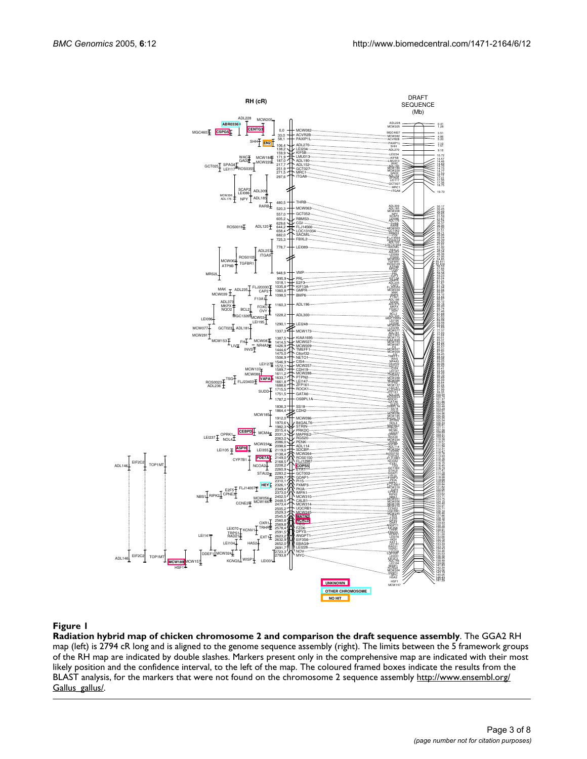**Figure 1**

**Radiation hybrid map of chicken chromosome 2 and comparison the draft sequence assembly**. The GGA2 RH map (left) is 2794 cR long and is aligned to the genome sequence assembly (right). The limits between the 5 framework groups of the RH map are indicated by double slashes. Markers present only in the comprehensive map are indicated with their most likely position and the confidence interval, to the left of the map. The coloured framed boxes indicate the results from the BLAST analysis, for the markers that were not found on the chromosome 2 sequence assembly http://www.ensembl.org/Gallus_gallus/.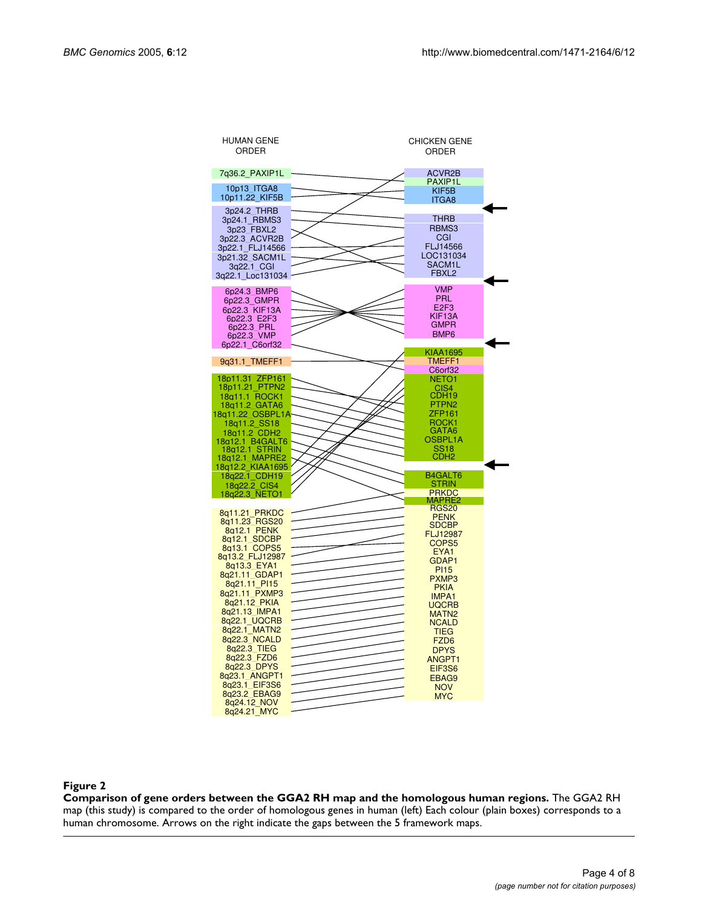**HUMAN GENE ORDER**

- 7q36.2_PAXIP1L
- 10p13_ITGA8
- 10p11.22_KIF5B
- 3p24.2_THRB
- 3p24.1_RBMS3
- 3p23_FBXL2
- 3p22.3_ACVR2B
- 3p22.1_FLJ14566
- 3p21.32_SACM1L
- 3q22.1_CGI
- 3q22.1_Loc131034
- 6p24.3_BMP6
- 6p22.3_GMPR
- 6p22.3_KIF13A
- 6p22.3_E2F3
- 6p22.3_PRL
- 6p22.3_VMP
- 6p22.1_C6orf32
- 9q31.1_TMEFF1
- 18p11.31_ZFP161
- 18p11.21_PTPN2
- 18q11.1_ROCK1
- 18q11.2_GATA6
- 18q11.22_OSBPL1A
- 18q11.2_SS18
- 18q11.2_CDH2
- 18q12.1_B4GALT6
- 18q12.1_STRIN
- 18q12.1_MAPRE2
- 18q12.2_KIAA1695
- 18q22.1_CDH19
- 18q22.2_CIS4
- 18q22.3_NETO1
- 8q11.21_PRKDC
- 8q11.23_RGS20
- 8q12.1_PENK
- 8q12.1_SDCBP
- 8q13.1_COPS5
- 8q13.2_FLJ12987
- 8q13.3_EYA1
- 8q21.11_GDAP1
- 8q21.11_PI15
- 8q21.11_PXMP3
- 8q21.12_PKIA
- 8q21.13_IMPA1
- 8q22.1_UQCRB
- 8q22.1_MATN2
- 8q22.3_NCALD
- 8q22.3_TIEG
- 8q22.3_FZD6
- 8q22.3_DPYS
- 8q23.1_ANGPT1
- 8q23.1_EIF3S6
- 8q23.2_EBAG9
- 8q24.12_NOV
- 8q24.21_MYC

**CHICKEN GENE ORDER**

- ACVR2B
- PAXIP1L
- KIF5B
- ITGA8
- THRB
- RBMS3
- CGI
- FLJ14566
- LOC131034
- SACM1L
- FBXL2
- VMP
- PRL
- E2F3
- KIF13A
- GMPR
- BMP6
- KIAA1695
- TMEFF1
- C6orf32
- NETO1
- CIS4
- CDH19
- PTPN2
- ZFP161
- ROCK1
- GATA6
- OSBPL1A
- SS18
- CDH2
- B4GALT6
- STRIN
- PRKDC
- MAPRE2
- RGS20
- PENK
- SDCBP
- FLJ12987
- COPS5
- EYA1
- GDAP1
- PI15
- PXMP3
- PKIA
- IMPA1
- UQCRB
- MATN2
- NCALD
- TIEG
- FZD6
- DPYS
- ANGPT1
- EIF3S6
- EBAG9
- NOV
- MYC

**Figure 2**

**Comparison of gene orders between the GGA2 RH map and the homologous human regions.** The GGA2 RH map (this study) is compared to the order of homologous genes in human (left) Each colour (plain boxes) corresponds to a human chromosome. Arrows on the right indicate the gaps between the 5 framework maps.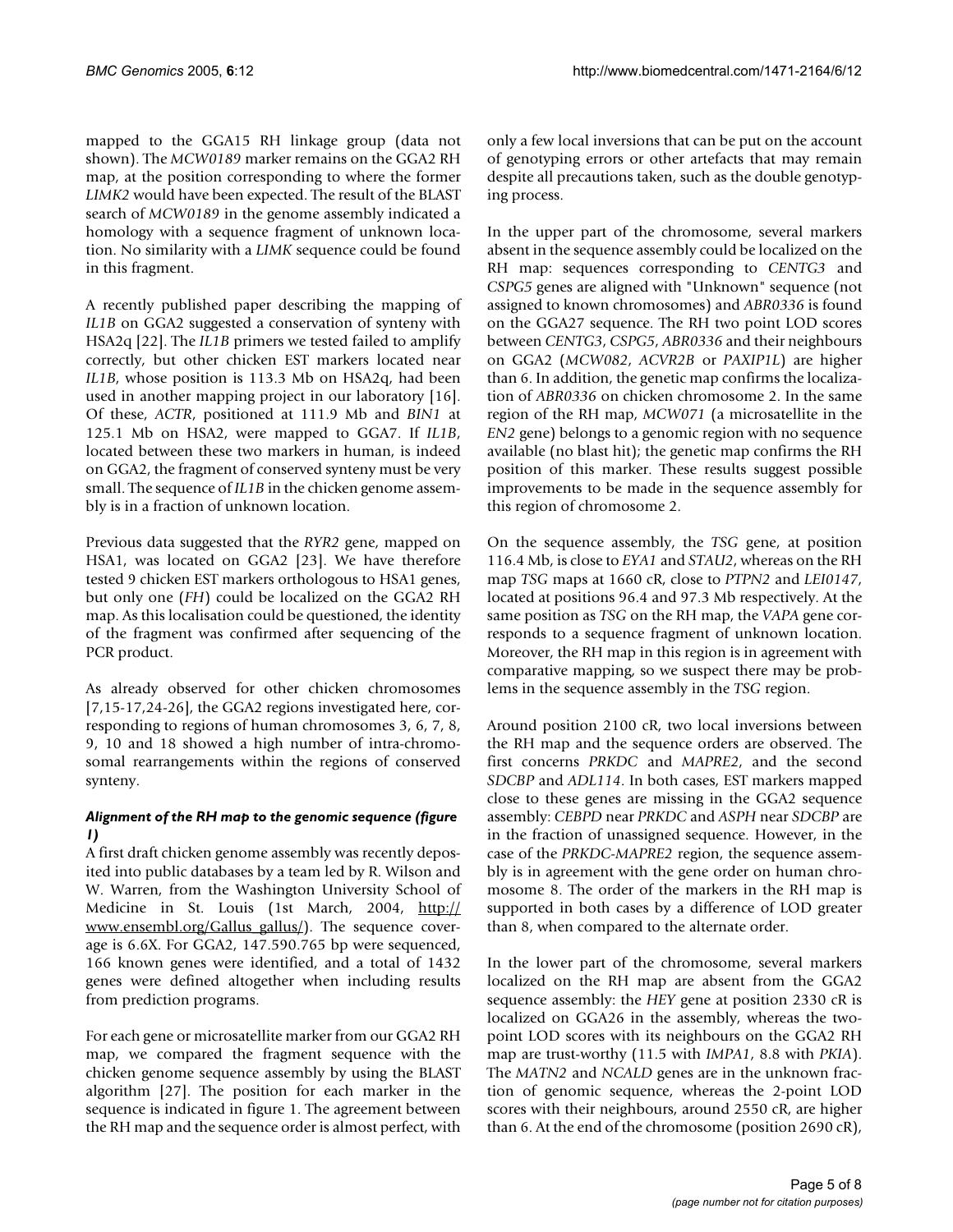mapped to the GGA15 RH linkage group (data not shown). The *MCW0189* marker remains on the GGA2 RH map, at the position corresponding to where the former *LIMK2* would have been expected. The result of the BLAST search of *MCW0189* in the genome assembly indicated a homology with a sequence fragment of unknown location. No similarity with a *LIMK* sequence could be found in this fragment.

A recently published paper describing the mapping of *IL1B* on GGA2 suggested a conservation of synteny with HSA2q [22]. The *IL1B* primers we tested failed to amplify correctly, but other chicken EST markers located near *IL1B*, whose position is 113.3 Mb on HSA2q, had been used in another mapping project in our laboratory [16]. Of these, *ACTR*, positioned at 111.9 Mb and *BIN1* at 125.1 Mb on HSA2, were mapped to GGA7. If *IL1B*, located between these two markers in human, is indeed on GGA2, the fragment of conserved synteny must be very small. The sequence of *IL1B* in the chicken genome assembly is in a fraction of unknown location.

Previous data suggested that the *RYR2* gene, mapped on HSA1, was located on GGA2 [23]. We have therefore tested 9 chicken EST markers orthologous to HSA1 genes, but only one (*FH*) could be localized on the GGA2 RH map. As this localisation could be questioned, the identity of the fragment was confirmed after sequencing of the PCR product.

As already observed for other chicken chromosomes [7,15-17,24-26], the GGA2 regions investigated here, corresponding to regions of human chromosomes 3, 6, 7, 8, 9, 10 and 18 showed a high number of intra-chromosomal rearrangements within the regions of conserved synteny.

### *Alignment of the RH map to the genomic sequence (figure 1)*

A first draft chicken genome assembly was recently deposited into public databases by a team led by R. Wilson and W. Warren, from the Washington University School of Medicine in St. Louis (1st March, 2004, http://www.ensembl.org/Gallus_gallus/). The sequence coverage is 6.6X. For GGA2, 147.590.765 bp were sequenced, 166 known genes were identified, and a total of 1432 genes were defined altogether when including results from prediction programs.

For each gene or microsatellite marker from our GGA2 RH map, we compared the fragment sequence with the chicken genome sequence assembly by using the BLAST algorithm [27]. The position for each marker in the sequence is indicated in figure 1. The agreement between the RH map and the sequence order is almost perfect, with only a few local inversions that can be put on the account of genotyping errors or other artefacts that may remain despite all precautions taken, such as the double genotyping process.

In the upper part of the chromosome, several markers absent in the sequence assembly could be localized on the RH map: sequences corresponding to *CENTG3* and *CSPG5* genes are aligned with "Unknown" sequence (not assigned to known chromosomes) and *ABR0336* is found on the GGA27 sequence. The RH two point LOD scores between *CENTG3*, *CSPG5*, *ABR0336* and their neighbours on GGA2 (*MCW082*, *ACVR2B* or *PAXIP1L*) are higher than 6. In addition, the genetic map confirms the localization of *ABR0336* on chicken chromosome 2. In the same region of the RH map, *MCW071* (a microsatellite in the *EN2* gene) belongs to a genomic region with no sequence available (no blast hit); the genetic map confirms the RH position of this marker. These results suggest possible improvements to be made in the sequence assembly for this region of chromosome 2.

On the sequence assembly, the *TSG* gene, at position 116.4 Mb, is close to *EYA1* and *STAU2*, whereas on the RH map *TSG* maps at 1660 cR, close to *PTPN2* and *LEI0147*, located at positions 96.4 and 97.3 Mb respectively. At the same position as *TSG* on the RH map, the *VAPA* gene corresponds to a sequence fragment of unknown location. Moreover, the RH map in this region is in agreement with comparative mapping, so we suspect there may be problems in the sequence assembly in the *TSG* region.

Around position 2100 cR, two local inversions between the RH map and the sequence orders are observed. The first concerns *PRKDC* and *MAPRE2*, and the second *SDCBP* and *ADL114*. In both cases, EST markers mapped close to these genes are missing in the GGA2 sequence assembly: *CEBPD* near *PRKDC* and *ASPH* near *SDCBP* are in the fraction of unassigned sequence. However, in the case of the *PRKDC-MAPRE2* region, the sequence assembly is in agreement with the gene order on human chromosome 8. The order of the markers in the RH map is supported in both cases by a difference of LOD greater than 8, when compared to the alternate order.

In the lower part of the chromosome, several markers localized on the RH map are absent from the GGA2 sequence assembly: the *HEY* gene at position 2330 cR is localized on GGA26 in the assembly, whereas the two-point LOD scores with its neighbours on the GGA2 RH map are trust-worthy (11.5 with *IMPA1*, 8.8 with *PKIA*). The *MATN2* and *NCALD* genes are in the unknown fraction of genomic sequence, whereas the 2-point LOD scores with their neighbours, around 2550 cR, are higher than 6. At the end of the chromosome (position 2690 cR),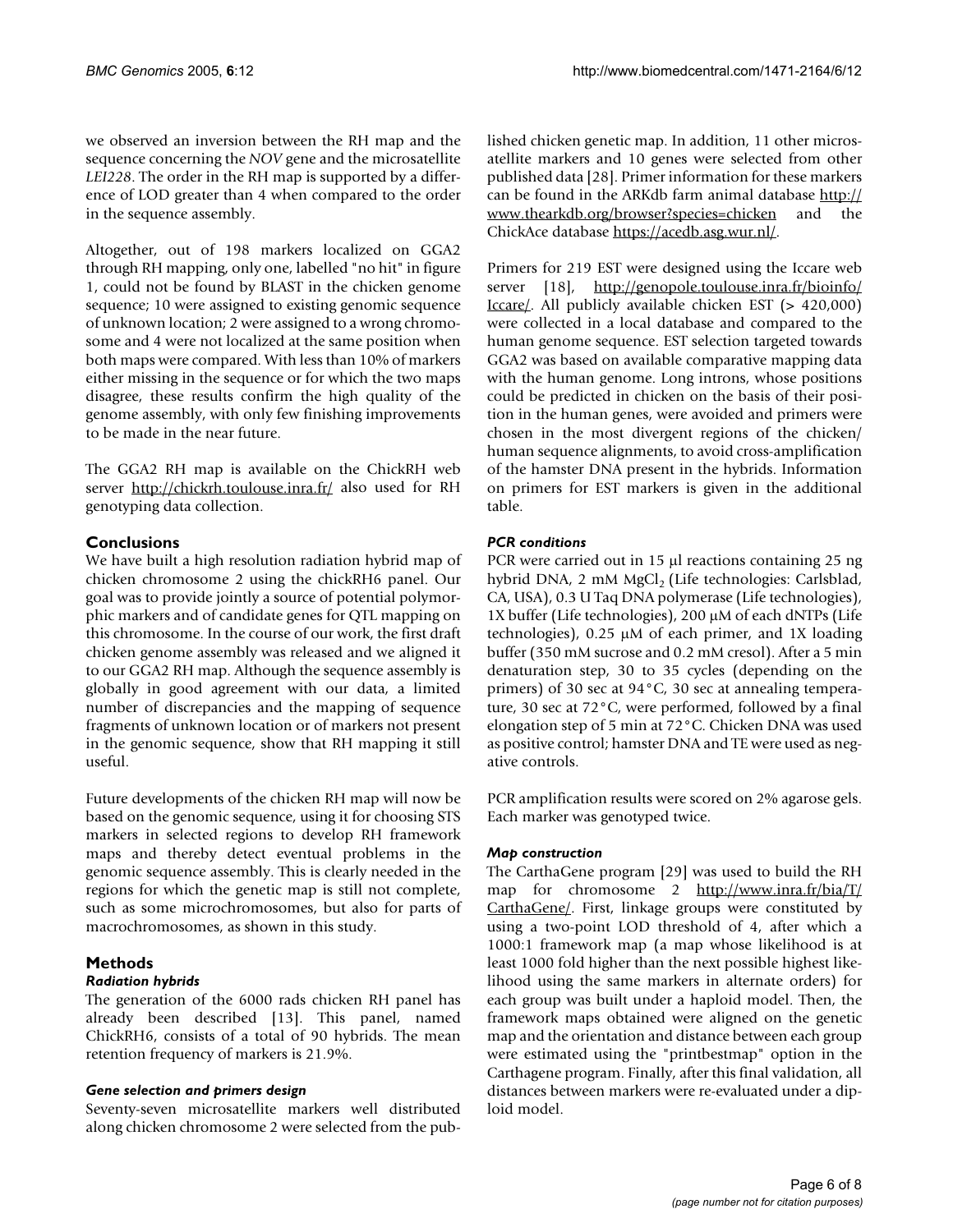we observed an inversion between the RH map and the sequence concerning the *NOV* gene and the microsatellite *LEI228*. The order in the RH map is supported by a difference of LOD greater than 4 when compared to the order in the sequence assembly.

Altogether, out of 198 markers localized on GGA2 through RH mapping, only one, labelled "no hit" in figure 1, could not be found by BLAST in the chicken genome sequence; 10 were assigned to existing genomic sequence of unknown location; 2 were assigned to a wrong chromosome and 4 were not localized at the same position when both maps were compared. With less than 10% of markers either missing in the sequence or for which the two maps disagree, these results confirm the high quality of the genome assembly, with only few finishing improvements to be made in the near future.

The GGA2 RH map is available on the ChickRH web server http://chickrh.toulouse.inra.fr/ also used for RH genotyping data collection.

## Conclusions

We have built a high resolution radiation hybrid map of chicken chromosome 2 using the chickRH6 panel. Our goal was to provide jointly a source of potential polymorphic markers and of candidate genes for QTL mapping on this chromosome. In the course of our work, the first draft chicken genome assembly was released and we aligned it to our GGA2 RH map. Although the sequence assembly is globally in good agreement with our data, a limited number of discrepancies and the mapping of sequence fragments of unknown location or of markers not present in the genomic sequence, show that RH mapping it still useful.

Future developments of the chicken RH map will now be based on the genomic sequence, using it for choosing STS markers in selected regions to develop RH framework maps and thereby detect eventual problems in the genomic sequence assembly. This is clearly needed in the regions for which the genetic map is still not complete, such as some microchromosomes, but also for parts of macrochromosomes, as shown in this study.

## Methods

### *Radiation hybrids*

The generation of the 6000 rads chicken RH panel has already been described [13]. This panel, named ChickRH6, consists of a total of 90 hybrids. The mean retention frequency of markers is 21.9%.

### *Gene selection and primers design*

Seventy-seven microsatellite markers well distributed along chicken chromosome 2 were selected from the published chicken genetic map. In addition, 11 other microsatellite markers and 10 genes were selected from other published data [28]. Primer information for these markers can be found in the ARKdb farm animal database http://www.thearkdb.org/browser?species=chicken and the ChickAce database https://acedb.asg.wur.nl/.

Primers for 219 EST were designed using the Iccare web server [18], http://genopole.toulouse.inra.fr/bioinfo/Iccare/. All publicly available chicken EST (> 420,000) were collected in a local database and compared to the human genome sequence. EST selection targeted towards GGA2 was based on available comparative mapping data with the human genome. Long introns, whose positions could be predicted in chicken on the basis of their position in the human genes, were avoided and primers were chosen in the most divergent regions of the chicken/human sequence alignments, to avoid cross-amplification of the hamster DNA present in the hybrids. Information on primers for EST markers is given in the additional table.

### *PCR conditions*

PCR were carried out in 15 μl reactions containing 25 ng hybrid DNA, 2 mM $MgCl_2$ (Life technologies: Carlsblad, CA, USA), 0.3 U Taq DNA polymerase (Life technologies), 1X buffer (Life technologies), 200 μM of each dNTPs (Life technologies), 0.25 μM of each primer, and 1X loading buffer (350 mM sucrose and 0.2 mM cresol). After a 5 min denaturation step, 30 to 35 cycles (depending on the primers) of 30 sec at 94°C, 30 sec at annealing temperature, 30 sec at 72°C, were performed, followed by a final elongation step of 5 min at 72°C. Chicken DNA was used as positive control; hamster DNA and TE were used as negative controls.

PCR amplification results were scored on 2% agarose gels. Each marker was genotyped twice.

### *Map construction*

The CarthaGene program [29] was used to build the RH map for chromosome 2 http://www.inra.fr/bia/T/CarthaGene/. First, linkage groups were constituted by using a two-point LOD threshold of 4, after which a 1000:1 framework map (a map whose likelihood is at least 1000 fold higher than the next possible highest likelihood using the same markers in alternate orders) for each group was built under a haploid model. Then, the framework maps obtained were aligned on the genetic map and the orientation and distance between each group were estimated using the "printbestmap" option in the Carthagene program. Finally, after this final validation, all distances between markers were re-evaluated under a diploid model.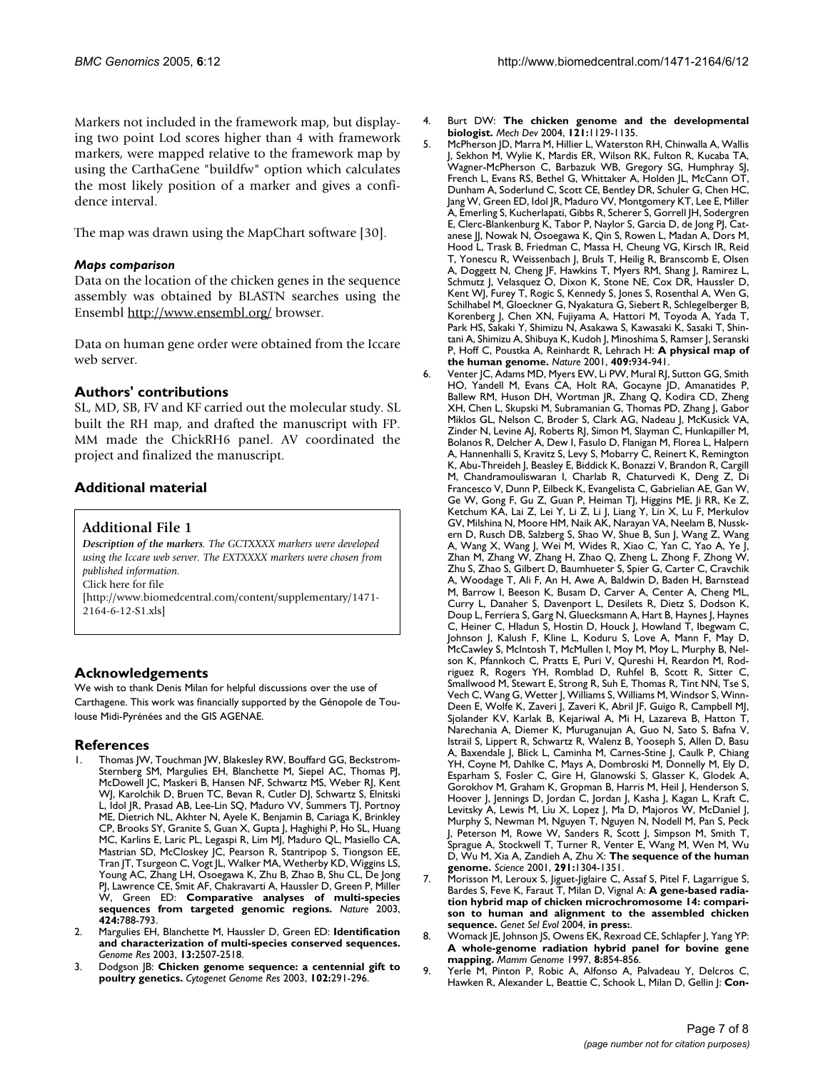Markers not included in the framework map, but displaying two point Lod scores higher than 4 with framework markers, were mapped relative to the framework map by using the CarthaGene "buildfw" option which calculates the most likely position of a marker and gives a confidence interval.

The map was drawn using the MapChart software [30].

#### *Maps comparison*

Data on the location of the chicken genes in the sequence assembly was obtained by BLASTN searches using the Ensembl http://www.ensembl.org/ browser.

Data on human gene order were obtained from the Iccare web server.

### Authors' contributions

SL, MD, SB, FV and KF carried out the molecular study. SL built the RH map, and drafted the manuscript with FP. MM made the ChickRH6 panel. AV coordinated the project and finalized the manuscript.

### Additional material

**Additional File 1**

***Description of the markers****. The GCTXXXX markers were developed using the Iccare web server. The EXTXXXX markers were chosen from published information.*
Click here for file
[http://www.biomedcentral.com/content/supplementary/1471-2164-6-12-S1.xls]

### Acknowledgements

We wish to thank Denis Milan for helpful discussions over the use of Carthagene. This work was financially supported by the Génopole de Toulouse Midi-Pyrénées and the GIS AGENAE.

### References

1. Thomas JW, Touchman JW, Blakesley RW, Bouffard GG, Beckstrom-Sternberg SM, Margulies EH, Blanchette M, Siepel AC, Thomas PJ, McDowell JC, Maskeri B, Hansen NF, Schwartz MS, Weber RJ, Kent WJ, Karolchik D, Bruen TC, Bevan R, Cutler DJ, Schwartz S, Elnitski L, Idol JR, Prasad AB, Lee-Lin SQ, Maduro VV, Summers TJ, Portnoy ME, Dietrich NL, Akhter N, Ayele K, Benjamin B, Cariaga K, Brinkley CP, Brooks SY, Granite S, Guan X, Gupta J, Haghighi P, Ho SL, Huang MC, Karlins E, Laric PL, Legaspi R, Lim MJ, Maduro QL, Masiello CA, Mastrian SD, McCloskey JC, Pearson R, Stantripop S, Tiongson EE, Tran JT, Tsurgeon C, Vogt JL, Walker MA, Wetherby KD, Wiggins LS, Young AC, Zhang LH, Osoegawa K, Zhu B, Zhao B, Shu CL, De Jong PJ, Lawrence CE, Smit AF, Chakravarti A, Haussler D, Green P, Miller W, Green ED: **Comparative analyses of multi-species sequences from targeted genomic regions.** *Nature* 2003, **424:**788-793.
2. Margulies EH, Blanchette M, Haussler D, Green ED: **Identification and characterization of multi-species conserved sequences.** *Genome Res* 2003, **13:**2507-2518.
3. Dodgson JB: **Chicken genome sequence: a centennial gift to poultry genetics.** *Cytogenet Genome Res* 2003, **102:**291-296.
4. Burt DW: **The chicken genome and the developmental biologist.** *Mech Dev* 2004, **121:**1129-1135.
5. McPherson JD, Marra M, Hillier L, Waterston RH, Chinwalla A, Wallis J, Sekhon M, Wylie K, Mardis ER, Wilson RK, Fulton R, Kucaba TA, Wagner-McPherson C, Barbazuk WB, Gregory SG, Humphray SJ, French L, Evans RS, Bethel G, Whittaker A, Holden JL, McCann OT, Dunham A, Soderlund C, Scott CE, Bentley DR, Schuler G, Chen HC, Jang W, Green ED, Idol JR, Maduro VV, Montgomery KT, Lee E, Miller A, Emerling S, Kucherlapati, Gibbs R, Scherer S, Gorrell JH, Sodergren E, Clerc-Blankenburg K, Tabor P, Naylor S, Garcia D, de Jong PJ, Catanese JJ, Nowak N, Osoegawa K, Qin S, Rowen L, Madan A, Dors M, Hood L, Trask B, Friedman C, Massa H, Cheung VG, Kirsch IR, Reid T, Yonescu R, Weissenbach J, Bruls T, Heilig R, Branscomb E, Olsen A, Doggett N, Cheng JF, Hawkins T, Myers RM, Shang J, Ramirez L, Schmutz J, Velasquez O, Dixon K, Stone NE, Cox DR, Haussler D, Kent WJ, Furey T, Rogic S, Kennedy S, Jones S, Rosenthal A, Wen G, Schilhabel M, Gloeckner G, Nyakatura G, Siebert R, Schlegelberger B, Korenberg J, Chen XN, Fujiyama A, Hattori M, Toyoda A, Yada T, Park HS, Sakaki Y, Shimizu N, Asakawa S, Kawasaki K, Sasaki T, Shintani A, Shimizu A, Shibuya K, Kudoh J, Minoshima S, Ramser J, Seranski P, Hoff C, Poustka A, Reinhardt R, Lehrach H: **A physical map of the human genome.** *Nature* 2001, **409:**934-941.
6. Venter JC, Adams MD, Myers EW, Li PW, Mural RJ, Sutton GG, Smith HO, Yandell M, Evans CA, Holt RA, Gocayne JD, Amanatides P, Ballew RM, Huson DH, Wortman JR, Zhang Q, Kodira CD, Zheng XH, Chen L, Skupski M, Subramanian G, Thomas PD, Zhang J, Gabor Miklos GL, Nelson C, Broder S, Clark AG, Nadeau J, McKusick VA, Zinder N, Levine AJ, Roberts RJ, Simon M, Slayman C, Hunkapiller M, Bolanos R, Delcher A, Dew I, Fasulo D, Flanigan M, Florea L, Halpern A, Hannenhalli S, Kravitz S, Levy S, Mobarry C, Reinert K, Remington K, Abu-Threideh J, Beasley E, Biddick K, Bonazzi V, Brandon R, Cargill M, Chandramouliswaran I, Charlab R, Chaturvedi K, Deng Z, Di Francesco V, Dunn P, Eilbeck K, Evangelista C, Gabrielian AE, Gan W, Ge W, Gong F, Gu Z, Guan P, Heiman TJ, Higgins ME, Ji RR, Ke Z, Ketchum KA, Lai Z, Lei Y, Li Z, Li J, Liang Y, Lin X, Lu F, Merkulov GV, Milshina N, Moore HM, Naik AK, Narayan VA, Neelam B, Nusskern D, Rusch DB, Salzberg S, Shao W, Shue B, Sun J, Wang Z, Wang A, Wang X, Wang J, Wei M, Wides R, Xiao C, Yan C, Yao A, Ye J, Zhan M, Zhang W, Zhang H, Zhao Q, Zheng L, Zhong F, Zhong W, Zhu S, Zhao S, Gilbert D, Baumhueter S, Spier G, Carter C, Cravchik A, Woodage T, Ali F, An H, Awe A, Baldwin D, Baden H, Barnstead M, Barrow I, Beeson K, Busam D, Carver A, Center A, Cheng ML, Curry L, Danaher S, Davenport L, Desilets R, Dietz S, Dodson K, Doup L, Ferriera S, Garg N, Gluecksmann A, Hart B, Haynes J, Haynes C, Heiner C, Hladun S, Hostin D, Houck J, Howland T, Ibegwam C, Johnson J, Kalush F, Kline L, Koduru S, Love A, Mann F, May D, McCawley S, McIntosh T, McMullen I, Moy M, Moy L, Murphy B, Nelson K, Pfannkoch C, Pratts E, Puri V, Qureshi H, Reardon M, Rodriguez R, Rogers YH, Romblad D, Ruhfel B, Scott R, Sitter C, Smallwood M, Stewart E, Strong R, Suh E, Thomas R, Tint NN, Tse S, Vech C, Wang G, Wetter J, Williams S, Williams M, Windsor S, Winn-Deen E, Wolfe K, Zaveri J, Zaveri K, Abril JF, Guigo R, Campbell MJ, Sjolander KV, Karlak B, Kejariwal A, Mi H, Lazareva B, Hatton T, Narechania A, Diemer K, Muruganujan A, Guo N, Sato S, Bafna V, Istrail S, Lippert R, Schwartz R, Walenz B, Yooseph S, Allen D, Basu A, Baxendale J, Blick L, Caminha M, Carnes-Stine J, Caulk P, Chiang YH, Coyne M, Dahlke C, Mays A, Dombroski M, Donnelly M, Ely D, Esparham S, Fosler C, Gire H, Glanowski S, Glasser K, Glodek A, Gorokhov M, Graham K, Gropman B, Harris M, Heil J, Henderson S, Hoover J, Jennings D, Jordan C, Jordan J, Kasha J, Kagan L, Kraft C, Levitsky A, Lewis M, Liu X, Lopez J, Ma D, Majoros W, McDaniel J, Murphy S, Newman M, Nguyen T, Nguyen N, Nodell M, Pan S, Peck J, Peterson M, Rowe W, Sanders R, Scott J, Simpson M, Smith T, Sprague A, Stockwell T, Turner R, Venter E, Wang M, Wen M, Wu D, Wu M, Xia A, Zandieh A, Zhu X: **The sequence of the human genome.** *Science* 2001, **291:**1304-1351.
7. Morisson M, Leroux S, Jiguet-Jiglaire C, Assaf S, Pitel F, Lagarrigue S, Bardes S, Feve K, Faraut T, Milan D, Vignal A: **A gene-based radiation hybrid map of chicken microchromosome 14: comparison to human and alignment to the assembled chicken sequence.** *Genet Sel Evol* 2004, **in press:**.
8. Womack JE, Johnson JS, Owens EK, Rexroad CE, Schlapfer J, Yang YP: **A whole-genome radiation hybrid panel for bovine gene mapping.** *Mamm Genome* 1997, **8:**854-856.
9. Yerle M, Pinton P, Robic A, Alfonso A, Palvadeau Y, Delcros C, Hawken R, Alexander L, Beattie C, Schook L, Milan D, Gellin J: **Con-**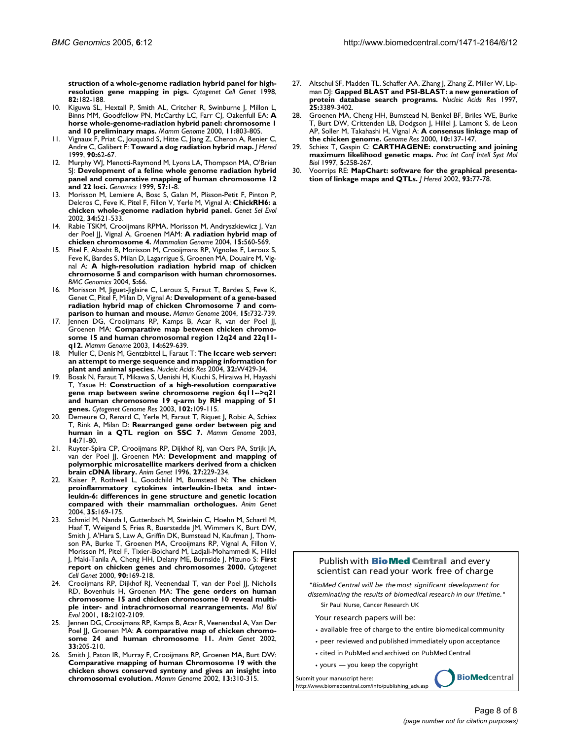struction of a whole-genome radiation hybrid panel for high-resolution gene mapping in pigs. *Cytogenet Cell Genet* 1998, **82:**182-188.

10. Kiguwa SL, Hextall P, Smith AL, Critcher R, Swinburne J, Millon L, Binns MM, Goodfellow PN, McCarthy LC, Farr CJ, Oakenfull EA: **A horse whole-genome-radiation hybrid panel: chromosome 1 and 10 preliminary maps.** *Mamm Genome* 2000, **11:**803-805.
11. Vignaux F, Priat C, Jouquand S, Hitte C, Jiang Z, Cheron A, Renier C, Andre C, Galibert F: **Toward a dog radiation hybrid map.** *J Hered* 1999, **90:**62-67.
12. Murphy WJ, Menotti-Raymond M, Lyons LA, Thompson MA, O'Brien SJ: **Development of a feline whole genome radiation hybrid panel and comparative mapping of human chromosome 12 and 22 loci.** *Genomics* 1999, **57:**1-8.
13. Morisson M, Lemiere A, Bosc S, Galan M, Plisson-Petit F, Pinton P, Delcros C, Feve K, Pitel F, Fillon V, Yerle M, Vignal A: **ChickRH6: a chicken whole-genome radiation hybrid panel.** *Genet Sel Evol* 2002, **34:**521-533.
14. Rabie TSKM, Crooijmans RPMA, Morisson M, Andryszkiewicz J, Van der Poel JJ, Vignal A, Groenen MAM: **A radiation hybrid map of chicken chromosome 4.** *Mammalian Genome* 2004, **15:**560-569.
15. Pitel F, Abasht B, Morisson M, Crooijmans RP, Vignoles F, Leroux S, Feve K, Bardes S, Milan D, Lagarrigue S, Groenen MA, Douaire M, Vignal A: **A high-resolution radiation hybrid map of chicken chromosome 5 and comparison with human chromosomes.** *BMC Genomics* 2004, **5:**66.
16. Morisson M, Jiguet-Jiglaire C, Leroux S, Faraut T, Bardes S, Feve K, Genet C, Pitel F, Milan D, Vignal A: **Development of a gene-based radiation hybrid map of chicken Chromosome 7 and comparison to human and mouse.** *Mamm Genome* 2004, **15:**732-739.
17. Jennen DG, Crooijmans RP, Kamps B, Acar R, van der Poel JJ, Groenen MA: **Comparative map between chicken chromosome 15 and human chromosomal region 12q24 and 22q11-q12.** *Mamm Genome* 2003, **14:**629-639.
18. Muller C, Denis M, Gentzbittel L, Faraut T: **The Iccare web server: an attempt to merge sequence and mapping information for plant and animal species.** *Nucleic Acids Res* 2004, **32:**W429-34.
19. Bosak N, Faraut T, Mikawa S, Uenishi H, Kiuchi S, Hiraiwa H, Hayashi T, Yasue H: **Construction of a high-resolution comparative gene map between swine chromosome region 6q11-->q21 and human chromosome 19 q-arm by RH mapping of 51 genes.** *Cytogenet Genome Res* 2003, **102:**109-115.
20. Demeure O, Renard C, Yerle M, Faraut T, Riquet J, Robic A, Schiex T, Rink A, Milan D: **Rearranged gene order between pig and human in a QTL region on SSC 7.** *Mamm Genome* 2003, **14:**71-80.
21. Ruyter-Spira CP, Crooijmans RP, Dijkhof RJ, van Oers PA, Strijk JA, van der Poel JJ, Groenen MA: **Development and mapping of polymorphic microsatellite markers derived from a chicken brain cDNA library.** *Anim Genet* 1996, **27:**229-234.
22. Kaiser P, Rothwell L, Goodchild M, Bumstead N: **The chicken proinflammatory cytokines interleukin-1beta and interleukin-6: differences in gene structure and genetic location compared with their mammalian orthologues.** *Anim Genet* 2004, **35:**169-175.
23. Schmid M, Nanda I, Guttenbach M, Steinlein C, Hoehn M, Schartl M, Haaf T, Weigend S, Fries R, Buerstedde JM, Wimmers K, Burt DW, Smith J, A'Hara S, Law A, Griffin DK, Bumstead N, Kaufman J, Thomson PA, Burke T, Groenen MA, Crooijmans RP, Vignal A, Fillon V, Morisson M, Pitel F, Tixier-Boichard M, Ladjali-Mohammedi K, Hillel J, Maki-Tanila A, Cheng HH, Delany ME, Burnside J, Mizuno S: **First report on chicken genes and chromosomes 2000.** *Cytogenet Cell Genet* 2000, **90:**169-218.
24. Crooijmans RP, Dijkhof RJ, Veenendaal T, van der Poel JJ, Nicholls RD, Bovenhuis H, Groenen MA: **The gene orders on human chromosome 15 and chicken chromosome 10 reveal multiple inter- and intrachromosomal rearrangements.** *Mol Biol Evol* 2001, **18:**2102-2109.
25. Jennen DG, Crooijmans RP, Kamps B, Acar R, Veenendaal A, Van Der Poel JJ, Groenen MA: **A comparative map of chicken chromosome 24 and human chromosome 11.** *Anim Genet* 2002, **33:**205-210.
26. Smith J, Paton IR, Murray F, Crooijmans RP, Groenen MA, Burt DW: **Comparative mapping of human Chromosome 19 with the chicken shows conserved synteny and gives an insight into chromosomal evolution.** *Mamm Genome* 2002, **13:**310-315.
27. Altschul SF, Madden TL, Schaffer AA, Zhang J, Zhang Z, Miller W, Lipman DJ: **Gapped BLAST and PSI-BLAST: a new generation of protein database search programs.** *Nucleic Acids Res* 1997, **25:**3389-3402.
28. Groenen MA, Cheng HH, Bumstead N, Benkel BF, Briles WE, Burke T, Burt DW, Crittenden LB, Dodgson J, Hillel J, Lamont S, de Leon AP, Soller M, Takahashi H, Vignal A: **A consensus linkage map of the chicken genome.** *Genome Res* 2000, **10:**137-147.
29. Schiex T, Gaspin C: **CARTHAGENE: constructing and joining maximum likelihood genetic maps.** *Proc Int Conf Intell Syst Mol Biol* 1997, **5:**258-267.
30. Voorrips RE: **MapChart: software for the graphical presentation of linkage maps and QTLs.** *J Hered* 2002, **93:**77-78.

Publish with **BioMed Central** and every scientist can read your work free of charge

*"BioMed Central will be the most significant development for disseminating the results of biomedical research in our lifetime."*
Sir Paul Nurse, Cancer Research UK

Your research papers will be:

- available free of charge to the entire biomedical community
- peer reviewed and published immediately upon acceptance
- cited in PubMed and archived on PubMed Central
- yours — you keep the copyright

Submit your manuscript here:
http://www.biomedcentral.com/info/publishing_adv.asp

BioMedcentral